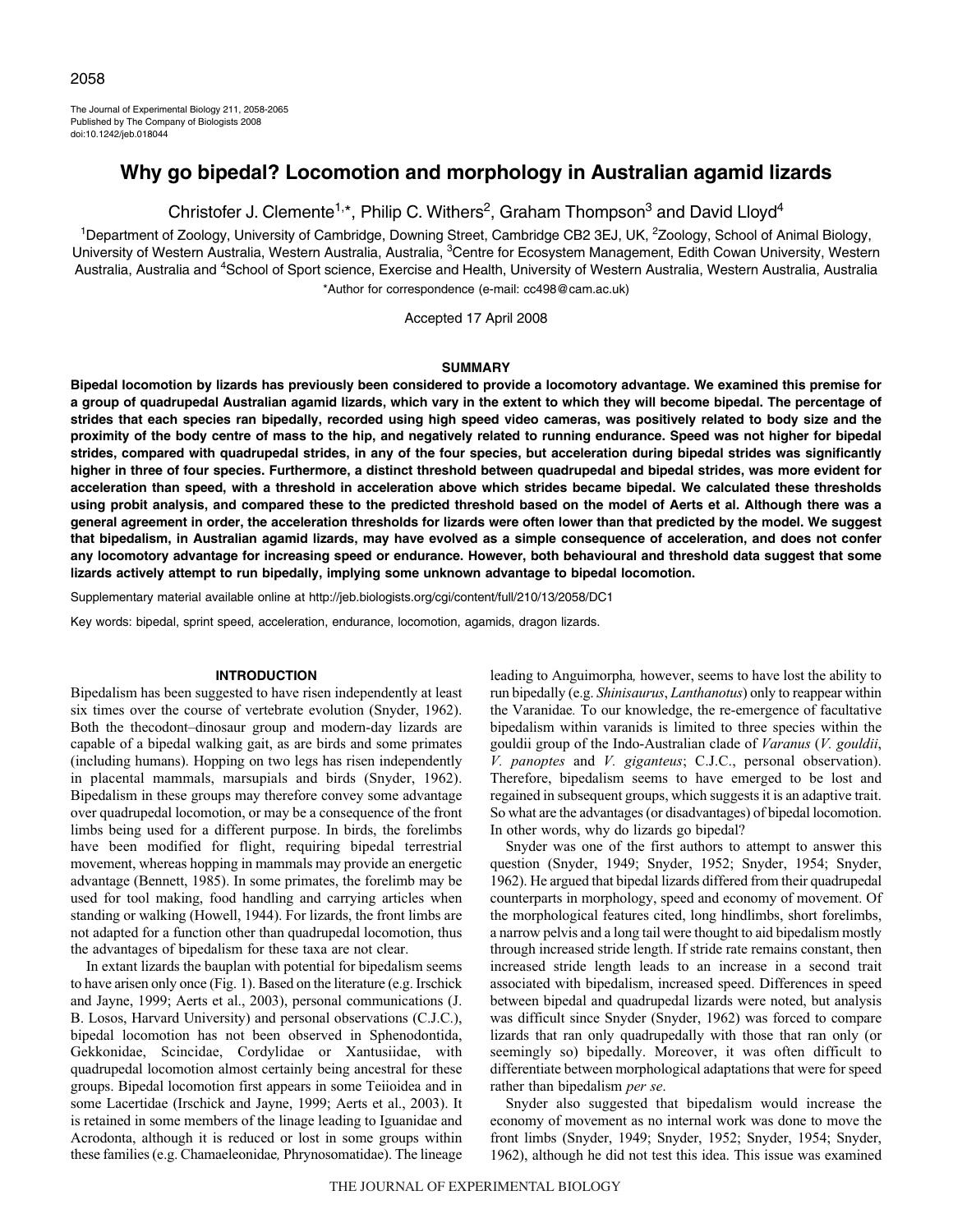# Why go bipedal? Locomotion and morphology in Australian agamid lizards

Christofer J. Clemente[1,*], Philip C. Withers[2], Graham Thompson[3] and David Lloyd[4]

[1]Department of Zoology, University of Cambridge, Downing Street, Cambridge CB2 3EJ, UK, [2]Zoology, School of Animal Biology, University of Western Australia, Western Australia, Australia, [3]Centre for Ecosystem Management, Edith Cowan University, Western Australia, Australia and [4]School of Sport science, Exercise and Health, University of Western Australia, Western Australia, Australia

*Author for correspondence (e-mail: cc498@cam.ac.uk)

Accepted 17 April 2008

## SUMMARY

**Bipedal locomotion by lizards has previously been considered to provide a locomotory advantage. We examined this premise for a group of quadrupedal Australian agamid lizards, which vary in the extent to which they will become bipedal. The percentage of strides that each species ran bipedally, recorded using high speed video cameras, was positively related to body size and the proximity of the body centre of mass to the hip, and negatively related to running endurance. Speed was not higher for bipedal strides, compared with quadrupedal strides, in any of the four species, but acceleration during bipedal strides was significantly higher in three of four species. Furthermore, a distinct threshold between quadrupedal and bipedal strides, was more evident for acceleration than speed, with a threshold in acceleration above which strides became bipedal. We calculated these thresholds using probit analysis, and compared these to the predicted threshold based on the model of Aerts et al. Although there was a general agreement in order, the acceleration thresholds for lizards were often lower than that predicted by the model. We suggest that bipedalism, in Australian agamid lizards, may have evolved as a simple consequence of acceleration, and does not confer any locomotory advantage for increasing speed or endurance. However, both behavioural and threshold data suggest that some lizards actively attempt to run bipedally, implying some unknown advantage to bipedal locomotion.**

Supplementary material available online at http://jeb.biologists.org/cgi/content/full/210/13/2058/DC1

Key words: bipedal, sprint speed, acceleration, endurance, locomotion, agamids, dragon lizards.

## INTRODUCTION

Bipedalism has been suggested to have risen independently at least six times over the course of vertebrate evolution (Snyder, 1962). Both the thecodont–dinosaur group and modern-day lizards are capable of a bipedal walking gait, as are birds and some primates (including humans). Hopping on two legs has risen independently in placental mammals, marsupials and birds (Snyder, 1962). Bipedalism in these groups may therefore convey some advantage over quadrupedal locomotion, or may be a consequence of the front limbs being used for a different purpose. In birds, the forelimbs have been modified for flight, requiring bipedal terrestrial movement, whereas hopping in mammals may provide an energetic advantage (Bennett, 1985). In some primates, the forelimb may be used for tool making, food handling and carrying articles when standing or walking (Howell, 1944). For lizards, the front limbs are not adapted for a function other than quadrupedal locomotion, thus the advantages of bipedalism for these taxa are not clear.

In extant lizards the bauplan with potential for bipedalism seems to have arisen only once (Fig. 1). Based on the literature (e.g. Irschick and Jayne, 1999; Aerts et al., 2003), personal communications (J. B. Losos, Harvard University) and personal observations (C.J.C.), bipedal locomotion has not been observed in Sphenodontida, Gekkonidae, Scincidae, Cordylidae or Xantusiidae, with quadrupedal locomotion almost certainly being ancestral for these groups. Bipedal locomotion first appears in some Teiioidea and in some Lacertidae (Irschick and Jayne, 1999; Aerts et al., 2003). It is retained in some members of the linage leading to Iguanidae and Acrodonta, although it is reduced or lost in some groups within these families (e.g. Chamaeleonidae*,* Phrynosomatidae). The lineage leading to Anguimorpha*,* however, seems to have lost the ability to run bipedally (e.g. *Shinisaurus*, *Lanthanotus*) only to reappear within the Varanidae*.* To our knowledge, the re-emergence of facultative bipedalism within varanids is limited to three species within the gouldii group of the Indo-Australian clade of *Varanus* (*V. gouldii*, *V. panoptes* and *V. giganteus*; C.J.C., personal observation). Therefore, bipedalism seems to have emerged to be lost and regained in subsequent groups, which suggests it is an adaptive trait. So what are the advantages (or disadvantages) of bipedal locomotion. In other words, why do lizards go bipedal?

Snyder was one of the first authors to attempt to answer this question (Snyder, 1949; Snyder, 1952; Snyder, 1954; Snyder, 1962). He argued that bipedal lizards differed from their quadrupedal counterparts in morphology, speed and economy of movement. Of the morphological features cited, long hindlimbs, short forelimbs, a narrow pelvis and a long tail were thought to aid bipedalism mostly through increased stride length. If stride rate remains constant, then increased stride length leads to an increase in a second trait associated with bipedalism, increased speed. Differences in speed between bipedal and quadrupedal lizards were noted, but analysis was difficult since Snyder (Snyder, 1962) was forced to compare lizards that ran only quadrupedally with those that ran only (or seemingly so) bipedally. Moreover, it was often difficult to differentiate between morphological adaptations that were for speed rather than bipedalism *per se*.

Snyder also suggested that bipedalism would increase the economy of movement as no internal work was done to move the front limbs (Snyder, 1949; Snyder, 1952; Snyder, 1954; Snyder, 1962), although he did not test this idea. This issue was examined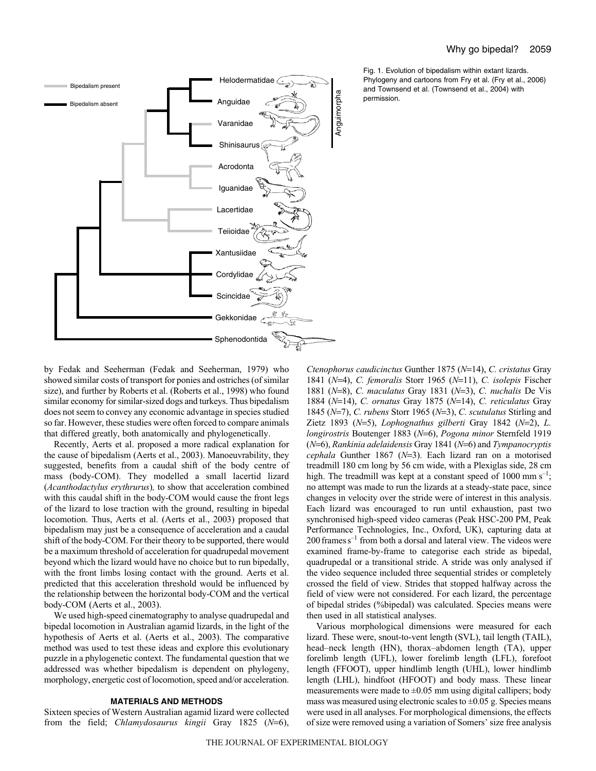Fig. 1. Evolution of bipedalism within extant lizards. Phylogeny and cartoons from Fry et al. (Fry et al., 2006) and Townsend et al. (Townsend et al., 2004) with permission.

by Fedak and Seeherman (Fedak and Seeherman, 1979) who showed similar costs of transport for ponies and ostriches (of similar size), and further by Roberts et al. (Roberts et al., 1998) who found similar economy for similar-sized dogs and turkeys. Thus bipedalism does not seem to convey any economic advantage in species studied so far. However, these studies were often forced to compare animals that differed greatly, both anatomically and phylogenetically.

Recently, Aerts et al. proposed a more radical explanation for the cause of bipedalism (Aerts et al., 2003). Manoeuvrability, they suggested, benefits from a caudal shift of the body centre of mass (body-COM). They modelled a small lacertid lizard (*Acanthodactylus erythrurus*)*,* to show that acceleration combined with this caudal shift in the body-COM would cause the front legs of the lizard to lose traction with the ground, resulting in bipedal locomotion. Thus, Aerts et al. (Aerts et al., 2003) proposed that bipedalism may just be a consequence of acceleration and a caudal shift of the body-COM. For their theory to be supported, there would be a maximum threshold of acceleration for quadrupedal movement beyond which the lizard would have no choice but to run bipedally, with the front limbs losing contact with the ground. Aerts et al. predicted that this acceleration threshold would be influenced by the relationship between the horizontal body-COM and the vertical body-COM (Aerts et al., 2003).

We used high-speed cinematography to analyse quadrupedal and bipedal locomotion in Australian agamid lizards, in the light of the hypothesis of Aerts et al. (Aerts et al., 2003). The comparative method was used to test these ideas and explore this evolutionary puzzle in a phylogenetic context. The fundamental question that we addressed was whether bipedalism is dependent on phylogeny, morphology, energetic cost of locomotion, speed and/or acceleration.

## MATERIALS AND METHODS

Sixteen species of Western Australian agamid lizard were collected from the field; *Chlamydosaurus kingii* Gray 1825 ($N$=6), *Ctenophorus caudicinctus* Gunther 1875 ($N$=14), *C. cristatus* Gray 1841 ($N$=4), *C. femoralis* Storr 1965 ($N$=11), *C. isolepis* Fischer 1881 ($N$=8), *C. maculatus* Gray 1831 ($N$=3), *C. nuchalis* De Vis 1884 ($N$=14), *C. ornatus* Gray 1875 ($N$=14), *C. reticulatus* Gray 1845 ($N$=7), *C. rubens* Storr 1965 ($N$=3), *C. scutulatus* Stirling and Zietz 1893 ($N$=5), *Lophognathus gilberti* Gray 1842 ($N$=2), *L. longirostris* Boutenger 1883 ($N$=6), *Pogona minor* Sternfeld 1919 ($N$=6), *Rankinia adelaidensis* Gray 1841 ($N$=6) and *Tympanocryptis cephala* Gunther 1867 ($N$=3). Each lizard ran on a motorised treadmill 180 cm long by 56 cm wide, with a Plexiglas side, 28 cm high. The treadmill was kept at a constant speed of 1000 mm $s^{-1}$; no attempt was made to run the lizards at a steady-state pace, since changes in velocity over the stride were of interest in this analysis. Each lizard was encouraged to run until exhaustion, past two synchronised high-speed video cameras (Peak HSC-200 PM, Peak Performance Technologies, Inc., Oxford, UK), capturing data at 200 frames $s^{-1}$ from both a dorsal and lateral view. The videos were examined frame-by-frame to categorise each stride as bipedal, quadrupedal or a transitional stride. A stride was only analysed if the video sequence included three sequential strides or completely crossed the field of view. Strides that stopped halfway across the field of view were not considered. For each lizard, the percentage of bipedal strides (%bipedal) was calculated. Species means were then used in all statistical analyses.

Various morphological dimensions were measured for each lizard. These were, snout-to-vent length (SVL), tail length (TAIL), head–neck length (HN), thorax–abdomen length (TA), upper forelimb length (UFL), lower forelimb length (LFL), forefoot length (FFOOT), upper hindlimb length (UHL), lower hindlimb length (LHL), hindfoot (HFOOT) and body mass. These linear measurements were made to ±0.05 mm using digital callipers; body mass was measured using electronic scales to ±0.05 g. Species means were used in all analyses. For morphological dimensions, the effects of size were removed using a variation of Somers' size free analysis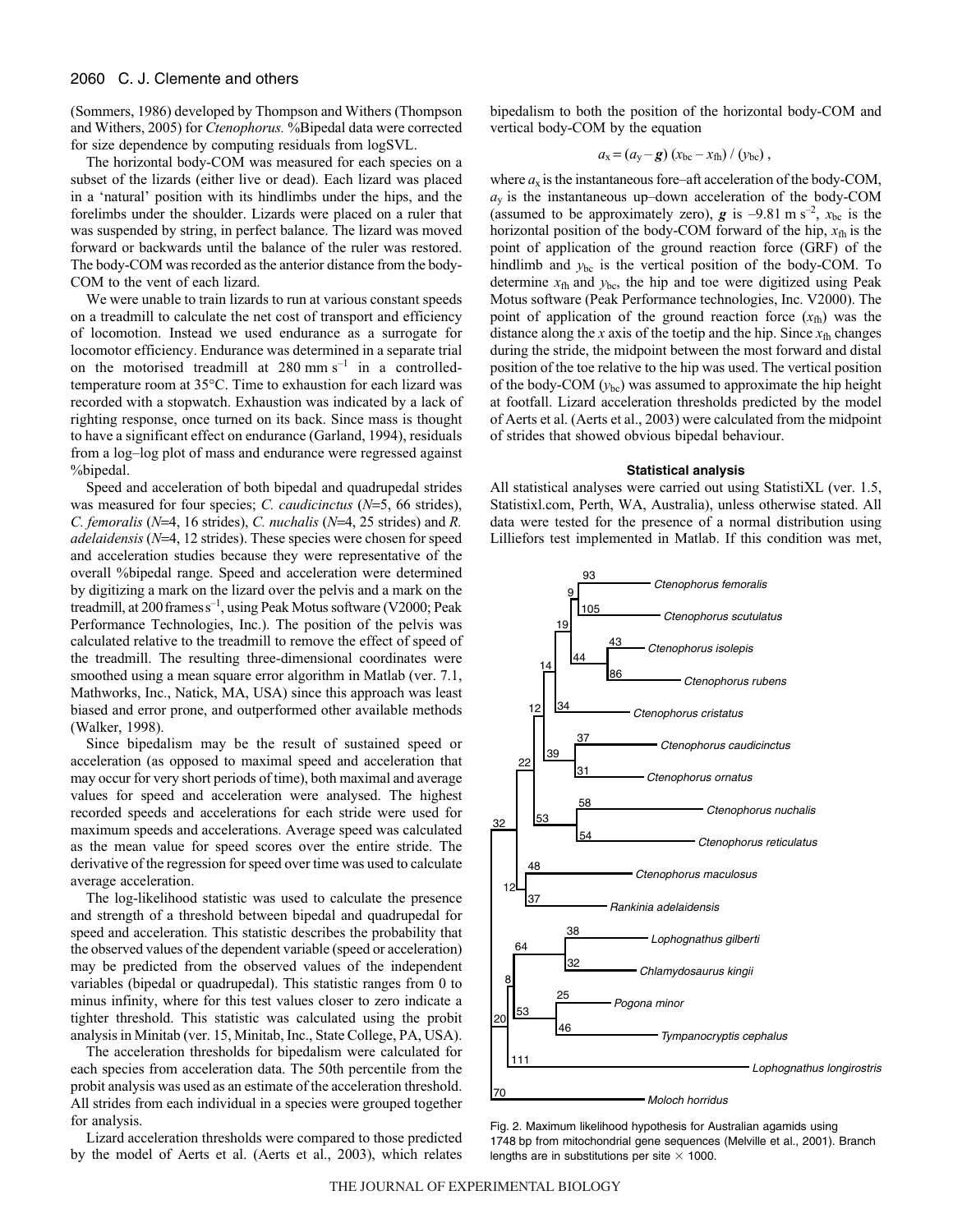(Sommers, 1986) developed by Thompson and Withers (Thompson and Withers, 2005) for *Ctenophorus.* %Bipedal data were corrected for size dependence by computing residuals from logSVL.

The horizontal body-COM was measured for each species on a subset of the lizards (either live or dead). Each lizard was placed in a 'natural' position with its hindlimbs under the hips, and the forelimbs under the shoulder. Lizards were placed on a ruler that was suspended by string, in perfect balance. The lizard was moved forward or backwards until the balance of the ruler was restored. The body-COM was recorded as the anterior distance from the body-COM to the vent of each lizard.

We were unable to train lizards to run at various constant speeds on a treadmill to calculate the net cost of transport and efficiency of locomotion. Instead we used endurance as a surrogate for locomotor efficiency. Endurance was determined in a separate trial on the motorised treadmill at 280 mm $s^{-1}$ in a controlled-temperature room at 35°C. Time to exhaustion for each lizard was recorded with a stopwatch. Exhaustion was indicated by a lack of righting response, once turned on its back. Since mass is thought to have a significant effect on endurance (Garland, 1994), residuals from a log–log plot of mass and endurance were regressed against %bipedal.

Speed and acceleration of both bipedal and quadrupedal strides was measured for four species; *C. caudicinctus* ($N$=5, 66 strides), *C. femoralis* ($N$=4, 16 strides), *C. nuchalis* ($N$=4, 25 strides) and *R. adelaidensis* ($N$=4, 12 strides). These species were chosen for speed and acceleration studies because they were representative of the overall %bipedal range. Speed and acceleration were determined by digitizing a mark on the lizard over the pelvis and a mark on the treadmill, at 200 frames $s^{-1}$, using Peak Motus software (V2000; Peak Performance Technologies, Inc.). The position of the pelvis was calculated relative to the treadmill to remove the effect of speed of the treadmill. The resulting three-dimensional coordinates were smoothed using a mean square error algorithm in Matlab (ver. 7.1, Mathworks, Inc., Natick, MA, USA) since this approach was least biased and error prone, and outperformed other available methods (Walker, 1998).

Since bipedalism may be the result of sustained speed or acceleration (as opposed to maximal speed and acceleration that may occur for very short periods of time), both maximal and average values for speed and acceleration were analysed. The highest recorded speeds and accelerations for each stride were used for maximum speeds and accelerations. Average speed was calculated as the mean value for speed scores over the entire stride. The derivative of the regression for speed over time was used to calculate average acceleration.

The log-likelihood statistic was used to calculate the presence and strength of a threshold between bipedal and quadrupedal for speed and acceleration. This statistic describes the probability that the observed values of the dependent variable (speed or acceleration) may be predicted from the observed values of the independent variables (bipedal or quadrupedal). This statistic ranges from 0 to minus infinity, where for this test values closer to zero indicate a tighter threshold. This statistic was calculated using the probit analysis in Minitab (ver. 15, Minitab, Inc., State College, PA, USA).

The acceleration thresholds for bipedalism were calculated for each species from acceleration data. The 50th percentile from the probit analysis was used as an estimate of the acceleration threshold. All strides from each individual in a species were grouped together for analysis.

Lizard acceleration thresholds were compared to those predicted by the model of Aerts et al. (Aerts et al., 2003), which relates bipedalism to both the position of the horizontal body-COM and vertical body-COM by the equation

$$a_x = (a_y - \boldsymbol{g})\,(x_{bc} - x_{fh}) / (y_{bc})\,,$$

where $a_x$ is the instantaneous fore–aft acceleration of the body-COM, $a_y$ is the instantaneous up–down acceleration of the body-COM (assumed to be approximately zero), $\boldsymbol{g}$ is $-9.81$ m $s^{-2}$, $x_{bc}$ is the horizontal position of the body-COM forward of the hip, $x_{fh}$ is the point of application of the ground reaction force (GRF) of the hindlimb and $y_{bc}$ is the vertical position of the body-COM. To determine $x_{fh}$ and $y_{bc}$, the hip and toe were digitized using Peak Motus software (Peak Performance technologies, Inc. V2000). The point of application of the ground reaction force ($x_{fh}$) was the distance along the $x$ axis of the toetip and the hip. Since $x_{fh}$ changes during the stride, the midpoint between the most forward and distal position of the toe relative to the hip was used. The vertical position of the body-COM ($y_{bc}$) was assumed to approximate the hip height at footfall. Lizard acceleration thresholds predicted by the model of Aerts et al. (Aerts et al., 2003) were calculated from the midpoint of strides that showed obvious bipedal behaviour.

### Statistical analysis

All statistical analyses were carried out using StatistiXL (ver. 1.5, Statistixl.com, Perth, WA, Australia), unless otherwise stated. All data were tested for the presence of a normal distribution using Lilliefors test implemented in Matlab. If this condition was met,

Fig. 2. Maximum likelihood hypothesis for Australian agamids using 1748 bp from mitochondrial gene sequences (Melville et al., 2001). Branch lengths are in substitutions per site × 1000.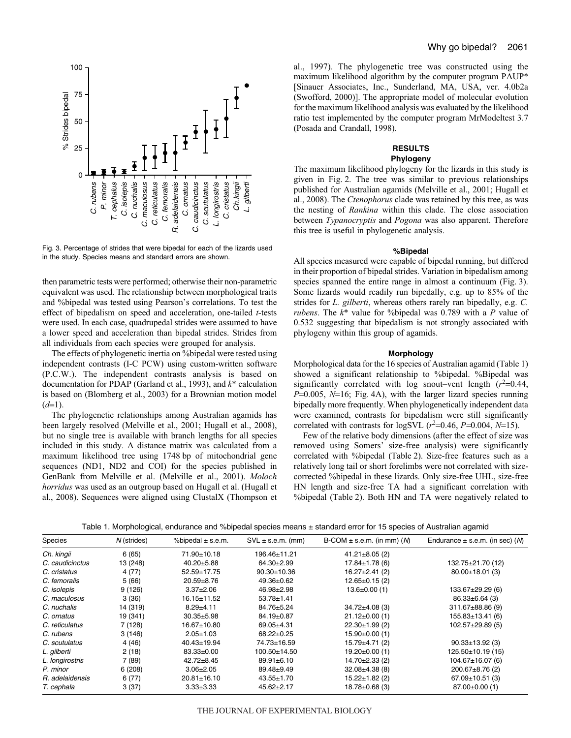Fig. 3. Percentage of strides that were bipedal for each of the lizards used in the study. Species means and standard errors are shown.

then parametric tests were performed; otherwise their non-parametric equivalent was used. The relationship between morphological traits and %bipedal was tested using Pearson's correlations. To test the effect of bipedalism on speed and acceleration, one-tailed *t*-tests were used. In each case, quadrupedal strides were assumed to have a lower speed and acceleration than bipedal strides. Strides from all individuals from each species were grouped for analysis.

The effects of phylogenetic inertia on %bipedal were tested using independent contrasts (I-C PCW) using custom-written software (P.C.W.). The independent contrasts analysis is based on documentation for PDAP (Garland et al., 1993), and $k^*$ calculation is based on (Blomberg et al., 2003) for a Brownian motion model ($d$=1).

The phylogenetic relationships among Australian agamids has been largely resolved (Melville et al., 2001; Hugall et al., 2008), but no single tree is available with branch lengths for all species included in this study. A distance matrix was calculated from a maximum likelihood tree using 1748 bp of mitochondrial gene sequences (ND1, ND2 and COI) for the species published in GenBank from Melville et al. (Melville et al., 2001). *Moloch horridus* was used as an outgroup based on Hugall et al. (Hugall et al., 2008). Sequences were aligned using ClustalX (Thompson et al., 1997). The phylogenetic tree was constructed using the maximum likelihood algorithm by the computer program PAUP* [Sinauer Associates, Inc., Sunderland, MA, USA, ver. 4.0b2a (Swofford, 2000)]. The appropriate model of molecular evolution for the maximum likelihood analysis was evaluated by the likelihood ratio test implemented by the computer program MrModeltest 3.7 (Posada and Crandall, 1998).

## RESULTS

### Phylogeny

The maximum likelihood phylogeny for the lizards in this study is given in Fig. 2. The tree was similar to previous relationships published for Australian agamids (Melville et al., 2001; Hugall et al., 2008). The *Ctenophorus* clade was retained by this tree, as was the nesting of *Rankina* within this clade. The close association between *Typanocryptis* and *Pogona* was also apparent. Therefore this tree is useful in phylogenetic analysis.

### %Bipedal

All species measured were capable of bipedal running, but differed in their proportion of bipedal strides. Variation in bipedalism among species spanned the entire range in almost a continuum (Fig. 3). Some lizards would readily run bipedally, e.g. up to 85% of the strides for *L. gilberti*, whereas others rarely ran bipedally, e.g. *C. rubens*. The $k^*$ value for %bipedal was 0.789 with a $P$ value of 0.532 suggesting that bipedalism is not strongly associated with phylogeny within this group of agamids.

### Morphology

Morphological data for the 16 species of Australian agamid (Table 1) showed a significant relationship to %bipedal. %Bipedal was significantly correlated with log snout–vent length ($r^2$=0.44, $P$=0.005, $N$=16; Fig. 4A), with the larger lizard species running bipedally more frequently. When phylogenetically independent data were examined, contrasts for bipedalism were still significantly correlated with contrasts for logSVL ($r^2$=0.46, $P$=0.004, $N$=15).

Few of the relative body dimensions (after the effect of size was removed using Somers' size-free analysis) were significantly correlated with %bipedal (Table 2). Size-free features such as a relatively long tail or short forelimbs were not correlated with size-corrected %bipedal in these lizards. Only size-free UHL, size-free HN length and size-free TA had a significant correlation with %bipedal (Table 2). Both HN and TA were negatively related to

Table 1. Morphological, endurance and %bipedal species means ± standard error for 15 species of Australian agamid

| Species | $N$ (strides) | %bipedal ± s.e.m. | SVL ± s.e.m. (mm) | B-COM ± s.e.m. (in mm) ($N$) | Endurance ± s.e.m. (in sec) ($N$) |
|---|---|---|---|---|---|
| *Ch. kingii* | 6 (65) | 71.90±10.18 | 196.46±11.21 | 41.21±8.05 (2) | |
| *C. caudicinctus* | 13 (248) | 40.20±5.88 | 64.30±2.99 | 17.84±1.78 (6) | 132.75±21.70 (12) |
| *C. cristatus* | 4 (77) | 52.59±17.75 | 90.30±10.36 | 16.27±2.41 (2) | 80.00±18.01 (3) |
| *C. femoralis* | 5 (66) | 20.59±8.76 | 49.36±0.62 | 12.65±0.15 (2) | |
| *C. isolepis* | 9 (126) | 3.37±2.06 | 46.98±2.98 | 13.6±0.00 (1) | 133.67±29.29 (6) |
| *C. maculosus* | 3 (36) | 16.15±11.52 | 53.78±1.41 | | 86.33±6.64 (3) |
| *C. nuchalis* | 14 (319) | 8.29±4.11 | 84.76±5.24 | 34.72±4.08 (3) | 311.67±88.86 (9) |
| *C. ornatus* | 19 (341) | 30.35±5.98 | 84.19±0.87 | 21.12±0.00 (1) | 155.83±13.41 (6) |
| *C. reticulatus* | 7 (128) | 16.67±10.80 | 69.05±4.31 | 22.30±1.99 (2) | 102.57±29.89 (5) |
| *C. rubens* | 3 (146) | 2.05±1.03 | 68.22±0.25 | 15.90±0.00 (1) | |
| *C. scutulatus* | 4 (46) | 40.43±19.94 | 74.73±16.59 | 15.79±4.71 (2) | 90.33±13.92 (3) |
| *L. gilberti* | 2 (18) | 83.33±0.00 | 100.50±14.50 | 19.20±0.00 (1) | 125.50±10.19 (15) |
| *L. longirostris* | 7 (89) | 42.72±8.45 | 89.91±6.10 | 14.70±2.33 (2) | 104.67±16.07 (6) |
| *P. minor* | 6 (208) | 3.06±2.05 | 89.48±9.49 | 32.08±4.38 (8) | 200.67±8.76 (2) |
| *R. adelaidensis* | 6 (77) | 20.81±16.10 | 43.55±1.70 | 15.22±1.82 (2) | 67.09±10.51 (3) |
| *T. cephala* | 3 (37) | 3.33±3.33 | 45.62±2.17 | 18.78±0.68 (3) | 87.00±0.00 (1) |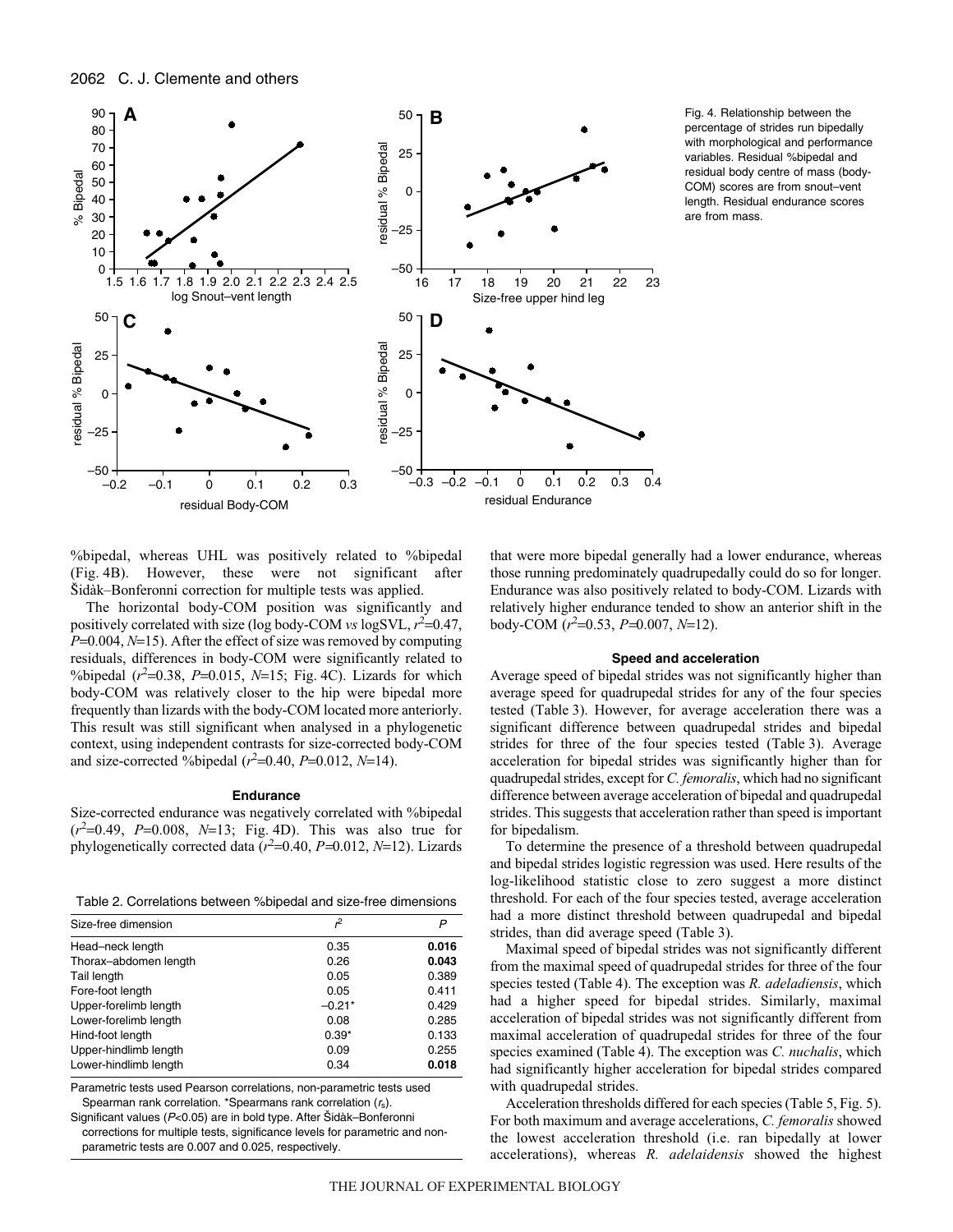Fig. 4. Relationship between the percentage of strides run bipedally with morphological and performance variables. Residual %bipedal and residual body centre of mass (body-COM) scores are from snout–vent length. Residual endurance scores are from mass.

%bipedal, whereas UHL was positively related to %bipedal (Fig. 4B). However, these were not significant after Šidàk–Bonferoni correction for multiple tests was applied.

The horizontal body-COM position was significantly and positively correlated with size (log body-COM *vs* logSVL, $r^2$=0.47, *P*=0.004, *N*=15). After the effect of size was removed by computing residuals, differences in body-COM were significantly related to %bipedal ($r^2$=0.38, *P*=0.015, *N*=15; Fig. 4C). Lizards for which body-COM was relatively closer to the hip were bipedal more frequently than lizards with the body-COM located more anteriorly. This result was still significant when analysed in a phylogenetic context, using independent contrasts for size-corrected body-COM and size-corrected %bipedal ($r^2$=0.40, *P*=0.012, *N*=14).

#### Endurance

Size-corrected endurance was negatively correlated with %bipedal ($r^2$=0.49, *P*=0.008, *N*=13; Fig. 4D). This was also true for phylogenetically corrected data ($r^2$=0.40, *P*=0.012, *N*=12). Lizards that were more bipedal generally had a lower endurance, whereas those running predominately quadrupedally could do so for longer. Endurance was also positively related to body-COM. Lizards with relatively higher endurance tended to show an anterior shift in the body-COM ($r^2$=0.53, *P*=0.007, *N*=12).

Table 2. Correlations between %bipedal and size-free dimensions

| Size-free dimension | $r^2$ | *P* |
|---|---|---|
| Head–neck length | 0.35 | **0.016** |
| Thorax–abdomen length | 0.26 | **0.043** |
| Tail length | 0.05 | 0.389 |
| Fore-foot length | 0.05 | 0.411 |
| Upper-forelimb length | –0.21* | 0.429 |
| Lower-forelimb length | 0.08 | 0.285 |
| Hind-foot length | 0.39* | 0.133 |
| Upper-hindlimb length | 0.09 | 0.255 |
| Lower-hindlimb length | 0.34 | **0.018** |

Parametric tests used Pearson correlations, non-parametric tests used Spearman rank correlation. *Spearmans rank correlation ($r_s$).

Significant values (*P*<0.05) are in bold type. After Šidàk–Bonferonni corrections for multiple tests, significance levels for parametric and non-parametric tests are 0.007 and 0.025, respectively.

#### Speed and acceleration

Average speed of bipedal strides was not significantly higher than average speed for quadrupedal strides for any of the four species tested (Table 3). However, for average acceleration there was a significant difference between quadrupedal strides and bipedal strides for three of the four species tested (Table 3). Average acceleration for bipedal strides was significantly higher than for quadrupedal strides, except for *C. femoralis*, which had no significant difference between average acceleration of bipedal and quadrupedal strides. This suggests that acceleration rather than speed is important for bipedalism.

To determine the presence of a threshold between quadrupedal and bipedal strides logistic regression was used. Here results of the log-likelihood statistic close to zero suggest a more distinct threshold. For each of the four species tested, average acceleration had a more distinct threshold between quadrupedal and bipedal strides, than did average speed (Table 3).

Maximal speed of bipedal strides was not significantly different from the maximal speed of quadrupedal strides for three of the four species tested (Table 4). The exception was *R. adeladiensis*, which had a higher speed for bipedal strides. Similarly, maximal acceleration of bipedal strides was not significantly different from maximal acceleration of quadrupedal strides for three of the four species examined (Table 4). The exception was *C. nuchalis*, which had significantly higher acceleration for bipedal strides compared with quadrupedal strides.

Acceleration thresholds differed for each species (Table 5, Fig. 5). For both maximum and average accelerations, *C. femoralis* showed the lowest acceleration threshold (i.e. ran bipedally at lower accelerations), whereas *R. adelaidensis* showed the highest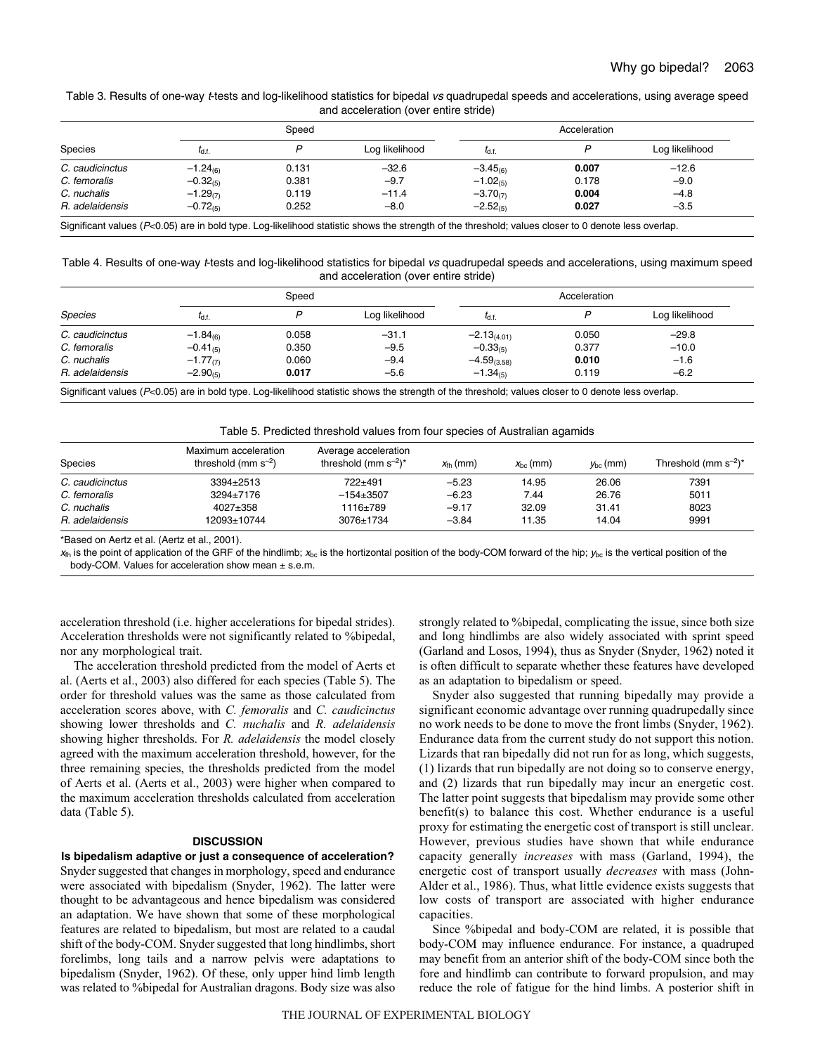Table 3. Results of one-way *t*-tests and log-likelihood statistics for bipedal *vs* quadrupedal speeds and accelerations, using average speed and acceleration (over entire stride)

| Species | Speed | | | Acceleration | | |
|---|---|---|---|---|---|---|
| | $t_{d.f.}$ | $P$ | Log likelihood | $t_{d.f.}$ | $P$ | Log likelihood |
| *C. caudicinctus* | $-1.24_{(6)}$ | 0.131 | −32.6 | $-3.45_{(6)}$ | **0.007** | −12.6 |
| *C. femoralis* | $-0.32_{(5)}$ | 0.381 | −9.7 | $-1.02_{(5)}$ | 0.178 | −9.0 |
| *C. nuchalis* | $-1.29_{(7)}$ | 0.119 | −11.4 | $-3.70_{(7)}$ | **0.004** | −4.8 |
| *R. adelaidensis* | $-0.72_{(5)}$ | 0.252 | −8.0 | $-2.52_{(5)}$ | **0.027** | −3.5 |

Significant values ($P$<0.05) are in bold type. Log-likelihood statistic shows the strength of the threshold; values closer to 0 denote less overlap.

Table 4. Results of one-way *t*-tests and log-likelihood statistics for bipedal *vs* quadrupedal speeds and accelerations, using maximum speed and acceleration (over entire stride)

| Species | Speed | | | Acceleration | | |
|---|---|---|---|---|---|---|
| | $t_{d.f.}$ | $P$ | Log likelihood | $t_{d.f.}$ | $P$ | Log likelihood |
| *C. caudicinctus* | $-1.84_{(6)}$ | 0.058 | −31.1 | $-2.13_{(4.01)}$ | 0.050 | −29.8 |
| *C. femoralis* | $-0.41_{(5)}$ | 0.350 | −9.5 | $-0.33_{(5)}$ | 0.377 | −10.0 |
| *C. nuchalis* | $-1.77_{(7)}$ | 0.060 | −9.4 | $-4.59_{(3.58)}$ | **0.010** | −1.6 |
| *R. adelaidensis* | $-2.90_{(5)}$ | **0.017** | −5.6 | $-1.34_{(5)}$ | 0.119 | −6.2 |

Significant values ($P$<0.05) are in bold type. Log-likelihood statistic shows the strength of the threshold; values closer to 0 denote less overlap.

Table 5. Predicted threshold values from four species of Australian agamids

| Species | Maximum acceleration threshold (mm $s^{-2}$) | Average acceleration threshold (mm $s^{-2}$)* | $x_{fh}$ (mm) | $x_{bc}$ (mm) | $y_{bc}$ (mm) | Threshold (mm $s^{-2}$)* |
|---|---|---|---|---|---|---|
| *C. caudicinctus* | 3394±2513 | 722±491 | −5.23 | 14.95 | 26.06 | 7391 |
| *C. femoralis* | 3294±7176 | −154±3507 | −6.23 | 7.44 | 26.76 | 5011 |
| *C. nuchalis* | 4027±358 | 1116±789 | −9.17 | 32.09 | 31.41 | 8023 |
| *R. adelaidensis* | 12093±10744 | 3076±1734 | −3.84 | 11.35 | 14.04 | 9991 |

*Based on Aertz et al. (Aertz et al., 2001).

$x_{fh}$ is the point of application of the GRF of the hindlimb; $x_{bc}$ is the hortizontal position of the body-COM forward of the hip; $y_{bc}$ is the vertical position of the body-COM. Values for acceleration show mean ± s.e.m.

acceleration threshold (i.e. higher accelerations for bipedal strides). Acceleration thresholds were not significantly related to %bipedal, nor any morphological trait.

The acceleration threshold predicted from the model of Aerts et al. (Aerts et al., 2003) also differed for each species (Table 5). The order for threshold values was the same as those calculated from acceleration scores above, with *C. femoralis* and *C. caudicinctus* showing lower thresholds and *C. nuchalis* and *R. adelaidensis* showing higher thresholds. For *R. adelaidensis* the model closely agreed with the maximum acceleration threshold, however, for the three remaining species, the thresholds predicted from the model of Aerts et al. (Aerts et al., 2003) were higher when compared to the maximum acceleration thresholds calculated from acceleration data (Table 5).

## DISCUSSION

### Is bipedalism adaptive or just a consequence of acceleration?

Snyder suggested that changes in morphology, speed and endurance were associated with bipedalism (Snyder, 1962). The latter were thought to be advantageous and hence bipedalism was considered an adaptation. We have shown that some of these morphological features are related to bipedalism, but most are related to a caudal shift of the body-COM. Snyder suggested that long hindlimbs, short forelimbs, long tails and a narrow pelvis were adaptations to bipedalism (Snyder, 1962). Of these, only upper hind limb length was related to %bipedal for Australian dragons. Body size was also strongly related to %bipedal, complicating the issue, since both size and long hindlimbs are also widely associated with sprint speed (Garland and Losos, 1994), thus as Snyder (Snyder, 1962) noted it is often difficult to separate whether these features have developed as an adaptation to bipedalism or speed.

Snyder also suggested that running bipedally may provide a significant economic advantage over running quadrupedally since no work needs to be done to move the front limbs (Snyder, 1962). Endurance data from the current study do not support this notion. Lizards that ran bipedally did not run for as long, which suggests, (1) lizards that run bipedally are not doing so to conserve energy, and (2) lizards that run bipedally may incur an energetic cost. The latter point suggests that bipedalism may provide some other benefit(s) to balance this cost. Whether endurance is a useful proxy for estimating the energetic cost of transport is still unclear. However, previous studies have shown that while endurance capacity generally *increases* with mass (Garland, 1994), the energetic cost of transport usually *decreases* with mass (John-Alder et al., 1986). Thus, what little evidence exists suggests that low costs of transport are associated with higher endurance capacities.

Since %bipedal and body-COM are related, it is possible that body-COM may influence endurance. For instance, a quadruped may benefit from an anterior shift of the body-COM since both the fore and hindlimb can contribute to forward propulsion, and may reduce the role of fatigue for the hind limbs. A posterior shift in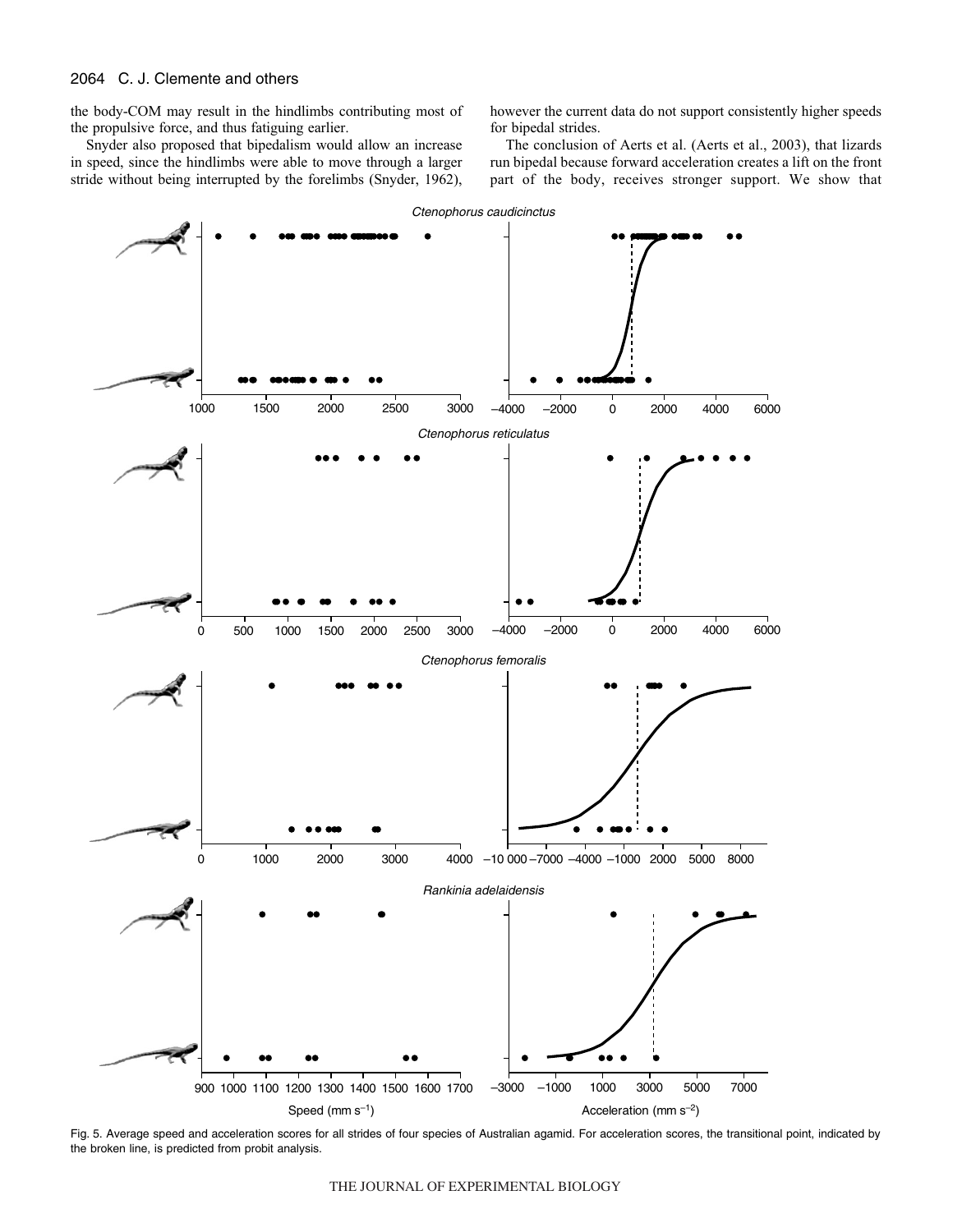the body-COM may result in the hindlimbs contributing most of the propulsive force, and thus fatiguing earlier.

Snyder also proposed that bipedalism would allow an increase in speed, since the hindlimbs were able to move through a larger stride without being interrupted by the forelimbs (Snyder, 1962), however the current data do not support consistently higher speeds for bipedal strides.

The conclusion of Aerts et al. (Aerts et al., 2003), that lizards run bipedal because forward acceleration creates a lift on the front part of the body, receives stronger support. We show that

Fig. 5. Average speed and acceleration scores for all strides of four species of Australian agamid. For acceleration scores, the transitional point, indicated by the broken line, is predicted from probit analysis.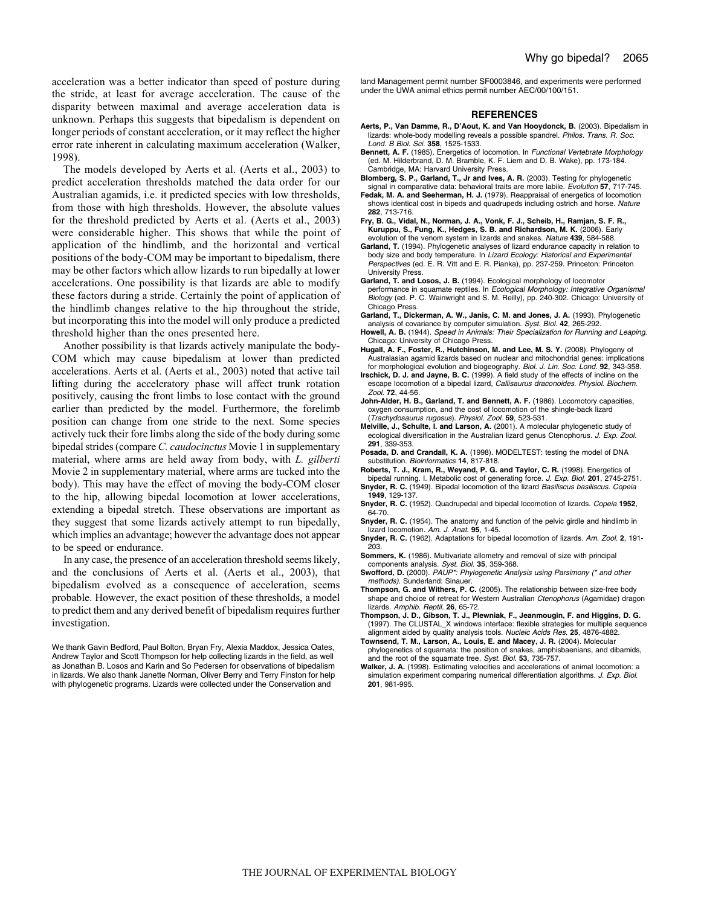acceleration was a better indicator than speed of posture during the stride, at least for average acceleration. The cause of the disparity between maximal and average acceleration data is unknown. Perhaps this suggests that bipedalism is dependent on longer periods of constant acceleration, or it may reflect the higher error rate inherent in calculating maximum acceleration (Walker, 1998).

The models developed by Aerts et al. (Aerts et al., 2003) to predict acceleration thresholds matched the data order for our Australian agamids, i.e. it predicted species with low thresholds, from those with high thresholds. However, the absolute values for the threshold predicted by Aerts et al. (Aerts et al., 2003) were considerable higher. This shows that while the point of application of the hindlimb, and the horizontal and vertical positions of the body-COM may be important to bipedalism, there may be other factors which allow lizards to run bipedally at lower accelerations. One possibility is that lizards are able to modify these factors during a stride. Certainly the point of application of the hindlimb changes relative to the hip throughout the stride, but incorporating this into the model will only produce a predicted threshold higher than the ones presented here.

Another possibility is that lizards actively manipulate the body-COM which may cause bipedalism at lower than predicted accelerations. Aerts et al. (Aerts et al., 2003) noted that active tail lifting during the acceleratory phase will affect trunk rotation positively, causing the front limbs to lose contact with the ground earlier than predicted by the model. Furthermore, the forelimb position can change from one stride to the next. Some species actively tuck their fore limbs along the side of the body during some bipedal strides (compare *C. caudocinctus* Movie 1 in supplementary material, where arms are held away from body, with *L. gilberti* Movie 2 in supplementary material, where arms are tucked into the body). This may have the effect of moving the body-COM closer to the hip, allowing bipedal locomotion at lower accelerations, extending a bipedal stretch. These observations are important as they suggest that some lizards actively attempt to run bipedally, which implies an advantage; however the advantage does not appear to be speed or endurance.

In any case, the presence of an acceleration threshold seems likely, and the conclusions of Aerts et al. (Aerts et al., 2003), that bipedalism evolved as a consequence of acceleration, seems probable. However, the exact position of these thresholds, a model to predict them and any derived benefit of bipedalism requires further investigation.

We thank Gavin Bedford, Paul Bolton, Bryan Fry, Alexia Maddox, Jessica Oates, Andrew Taylor and Scott Thompson for help collecting lizards in the field, as well as Jonathan B. Losos and Karin and So Pedersen for observations of bipedalism in lizards. We also thank Janette Norman, Oliver Berry and Terry Finston for help with phylogenetic programs. Lizards were collected under the Conservation and land Management permit number SF0003846, and experiments were performed under the UWA animal ethics permit number AEC/00/100/151.

## REFERENCES

**Aerts, P., Van Damme, R., D'Aout, K. and Van Hooydonck, B.** (2003). Bipedalism in lizards: whole-body modelling reveals a possible spandrel. *Philos. Trans. R. Soc. Lond. B Biol. Sci.* **358**, 1525-1533.

**Bennett, A. F.** (1985). Energetics of locomotion. In *Functional Vertebrate Morphology* (ed. M. Hilderbrand, D. M. Bramble, K. F. Liem and D. B. Wake), pp. 173-184. Cambridge, MA: Harvard University Press.

**Blomberg, S. P., Garland, T., Jr and Ives, A. R.** (2003). Testing for phylogenetic signal in comparative data: behavioral traits are more labile. *Evolution* **57**, 717-745.

**Fedak, M. A. and Seeherman, H. J.** (1979). Reappraisal of energetics of locomotion shows identical cost in bipeds and quadrupeds including ostrich and horse. *Nature* **282**, 713-716.

**Fry, B. G., Vidal, N., Norman, J. A., Vonk, F. J., Scheib, H., Ramjan, S. F. R., Kuruppu, S., Fung, K., Hedges, S. B. and Richardson, M. K.** (2006). Early evolution of the venom system in lizards and snakes. *Nature* **439**, 584-588.

**Garland, T.** (1994). Phylogenetic analyses of lizard endurance capacity in relation to body size and body temperature. In *Lizard Ecology: Historical and Experimental Perspectives* (ed. E. R. Vitt and E. R. Pianka), pp. 237-259. Princeton: Princeton University Press.

**Garland, T. and Losos, J. B.** (1994). Ecological morphology of locomotor performance in squamate reptiles. In *Ecological Morphology: Integrative Organismal Biology* (ed. P. C. Wainwright and S. M. Reilly), pp. 240-302. Chicago: University of Chicago Press.

**Garland, T., Dickerman, A. W., Janis, C. M. and Jones, J. A.** (1993). Phylogenetic analysis of covariance by computer simulation. *Syst. Biol.* **42**, 265-292.

**Howell, A. B.** (1944). *Speed in Animals: Their Specialization for Running and Leaping*. Chicago: University of Chicago Press.

**Hugall, A. F., Foster, R., Hutchinson, M. and Lee, M. S. Y.** (2008). Phylogeny of Australasian agamid lizards based on nuclear and mitochondrial genes: implications for morphological evolution and biogeography. *Biol. J. Lin. Soc. Lond.* **92**, 343-358.

**Irschick, D. J. and Jayne, B. C.** (1999). A field study of the effects of incline on the escape locomotion of a bipedal lizard, *Callisaurus draconoides. Physiol. Biochem. Zool.* **72**, 44-56.

**John-Alder, H. B., Garland, T. and Bennett, A. F.** (1986). Locomotory capacities, oxygen consumption, and the cost of locomotion of the shingle-back lizard (*Trachydosaurus rugosus*). *Physiol. Zool.* **59**, 523-531.

**Melville, J., Schulte, I. and Larson, A.** (2001). A molecular phylogenetic study of ecological diversification in the Australian lizard genus Ctenophorus. *J. Exp. Zool.* **291**, 339-353.

**Posada, D. and Crandall, K. A.** (1998). MODELTEST: testing the model of DNA substitution. *Bioinformatics* **14**, 817-818.

**Roberts, T. J., Kram, R., Weyand, P. G. and Taylor, C. R.** (1998). Energetics of bipedal running. I. Metabolic cost of generating force. *J. Exp. Biol.* **201**, 2745-2751.

**Snyder, R. C.** (1949). Bipedal locomotion of the lizard *Basiliscus basiliscus. Copeia* **1949**, 129-137.

**Snyder, R. C.** (1952). Quadrupedal and bipedal locomotion of lizards. *Copeia* **1952**, 64-70.

**Snyder, R. C.** (1954). The anatomy and function of the pelvic girdle and hindlimb in lizard locomotion. *Am. J. Anat.* **95**, 1-45.

**Snyder, R. C.** (1962). Adaptations for bipedal locomotion of lizards. *Am. Zool.* **2**, 191-203.

**Sommers, K.** (1986). Multivariate allometry and removal of size with principal components analysis. *Syst. Biol.* **35**, 359-368.

**Swofford, D.** (2000). *PAUP\*: Phylogenetic Analysis using Parsimony (\* and other methods)*. Sunderland: Sinauer.

**Thompson, G. and Withers, P. C.** (2005). The relationship between size-free body shape and choice of retreat for Western Australian *Ctenophorus* (Agamidae) dragon lizards. *Amphib. Reptil.* **26**, 65-72.

**Thompson, J. D., Gibson, T. J., Plewniak, F., Jeanmougin, F. and Higgins, D. G.** (1997). The CLUSTAL_X windows interface: flexible strategies for multiple sequence alignment aided by quality analysis tools. *Nucleic Acids Res.* **25**, 4876-4882.

**Townsend, T. M., Larson, A., Louis, E. and Macey, J. R.** (2004). Molecular phylogenetics of squamata: the position of snakes, amphisbaenians, and dibamids, and the root of the squamate tree. *Syst. Biol.* **53**, 735-757.

**Walker, J. A.** (1998). Estimating velocities and accelerations of animal locomotion: a simulation experiment comparing numerical differentiation algorithms. *J. Exp. Biol.* **201**, 981-995.